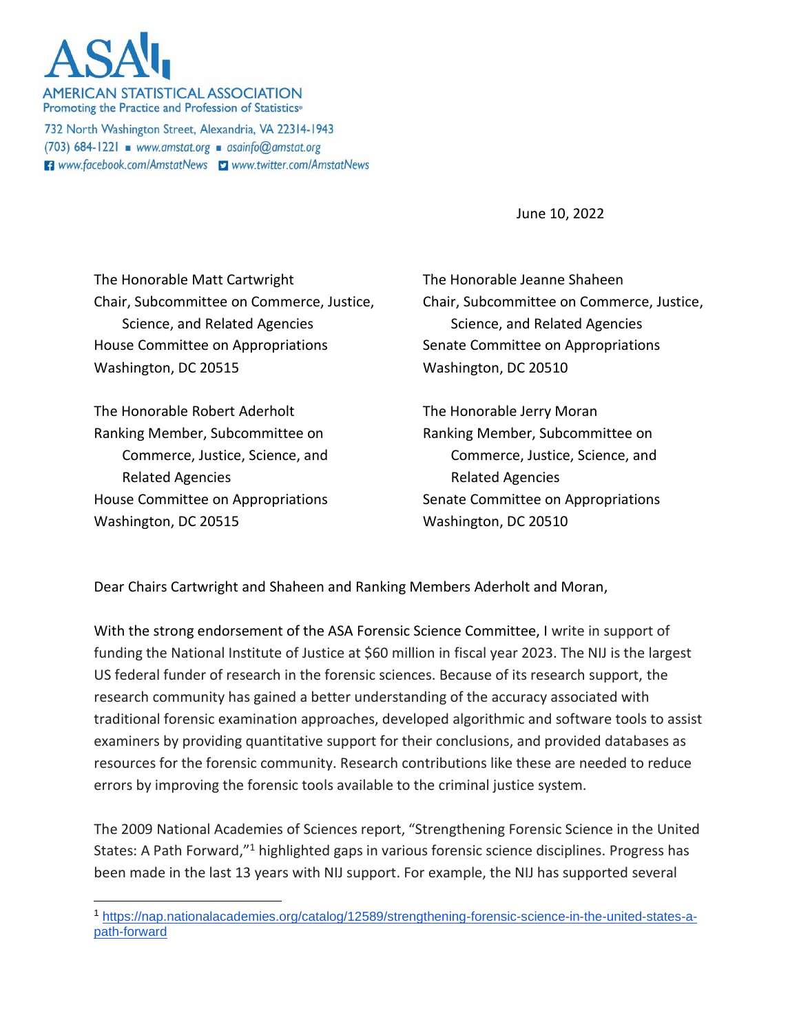# ASA

AMERICAN STATISTICAL ASSOCIATION
Promoting the Practice and Profession of Statistics®

732 North Washington Street, Alexandria, VA 22314-1943
(703) 684-1221 ▪ www.amstat.org ▪ asainfo@amstat.org
www.facebook.com/AmstatNews www.twitter.com/AmstatNews

June 10, 2022

The Honorable Matt Cartwright
Chair, Subcommittee on Commerce, Justice, Science, and Related Agencies
House Committee on Appropriations
Washington, DC 20515

The Honorable Robert Aderholt
Ranking Member, Subcommittee on Commerce, Justice, Science, and Related Agencies
House Committee on Appropriations
Washington, DC 20515

The Honorable Jeanne Shaheen
Chair, Subcommittee on Commerce, Justice, Science, and Related Agencies
Senate Committee on Appropriations
Washington, DC 20510

The Honorable Jerry Moran
Ranking Member, Subcommittee on Commerce, Justice, Science, and Related Agencies
Senate Committee on Appropriations
Washington, DC 20510

Dear Chairs Cartwright and Shaheen and Ranking Members Aderholt and Moran,

With the strong endorsement of the ASA Forensic Science Committee, I write in support of funding the National Institute of Justice at $60 million in fiscal year 2023. The NIJ is the largest US federal funder of research in the forensic sciences. Because of its research support, the research community has gained a better understanding of the accuracy associated with traditional forensic examination approaches, developed algorithmic and software tools to assist examiners by providing quantitative support for their conclusions, and provided databases as resources for the forensic community. Research contributions like these are needed to reduce errors by improving the forensic tools available to the criminal justice system.

The 2009 National Academies of Sciences report, "Strengthening Forensic Science in the United States: A Path Forward,"[1] highlighted gaps in various forensic science disciplines. Progress has been made in the last 13 years with NIJ support. For example, the NIJ has supported several

[1] https://nap.nationalacademies.org/catalog/12589/strengthening-forensic-science-in-the-united-states-a-path-forward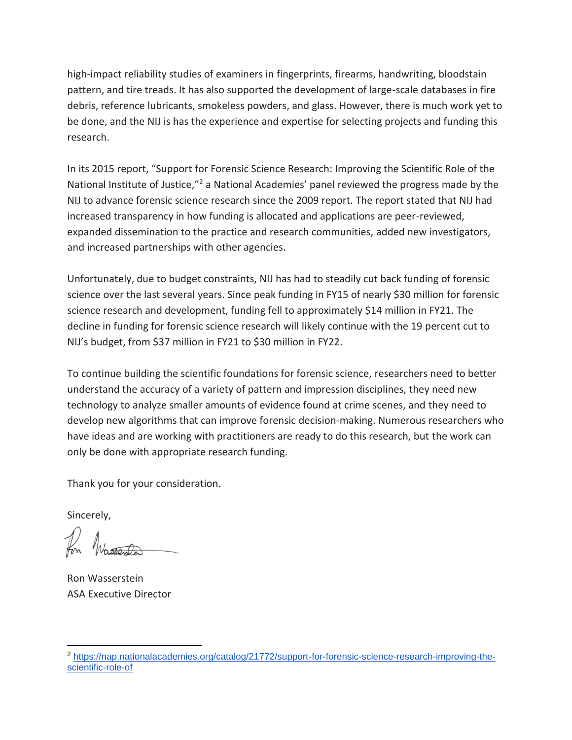high-impact reliability studies of examiners in fingerprints, firearms, handwriting, bloodstain pattern, and tire treads. It has also supported the development of large-scale databases in fire debris, reference lubricants, smokeless powders, and glass. However, there is much work yet to be done, and the NIJ is has the experience and expertise for selecting projects and funding this research.

In its 2015 report, "Support for Forensic Science Research: Improving the Scientific Role of the National Institute of Justice,"[2] a National Academies' panel reviewed the progress made by the NIJ to advance forensic science research since the 2009 report. The report stated that NIJ had increased transparency in how funding is allocated and applications are peer-reviewed, expanded dissemination to the practice and research communities, added new investigators, and increased partnerships with other agencies.

Unfortunately, due to budget constraints, NIJ has had to steadily cut back funding of forensic science over the last several years. Since peak funding in FY15 of nearly $30 million for forensic science research and development, funding fell to approximately $14 million in FY21. The decline in funding for forensic science research will likely continue with the 19 percent cut to NIJ's budget, from $37 million in FY21 to $30 million in FY22.

To continue building the scientific foundations for forensic science, researchers need to better understand the accuracy of a variety of pattern and impression disciplines, they need new technology to analyze smaller amounts of evidence found at crime scenes, and they need to develop new algorithms that can improve forensic decision-making. Numerous researchers who have ideas and are working with practitioners are ready to do this research, but the work can only be done with appropriate research funding.

Thank you for your consideration.

Sincerely,

Ron Wasserstein
ASA Executive Director

---

[2] https://nap.nationalacademies.org/catalog/21772/support-for-forensic-science-research-improving-the-scientific-role-of